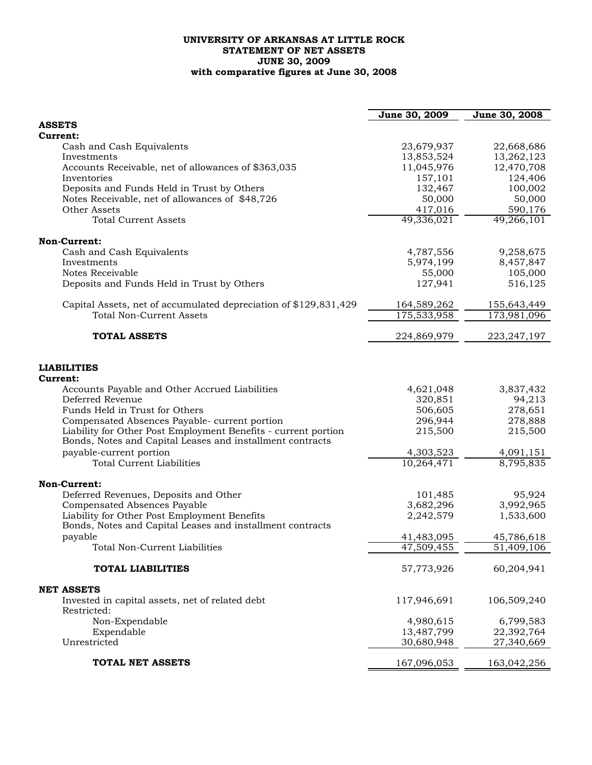# UNIVERSITY OF ARKANSAS AT LITTLE ROCK
## STATEMENT OF NET ASSETS
## JUNE 30, 2009
### with comparative figures at June 30, 2008

| | June 30, 2009 | June 30, 2008 |
|---|---|---|
| **ASSETS** | | |
| **Current:** | | |
| Cash and Cash Equivalents | 23,679,937 | 22,668,686 |
| Investments | 13,853,524 | 13,262,123 |
| Accounts Receivable, net of allowances of $363,035 | 11,045,976 | 12,470,708 |
| Inventories | 157,101 | 124,406 |
| Deposits and Funds Held in Trust by Others | 132,467 | 100,002 |
| Notes Receivable, net of allowances of $48,726 | 50,000 | 50,000 |
| Other Assets | 417,016 | 590,176 |
| Total Current Assets | 49,336,021 | 49,266,101 |
| **Non-Current:** | | |
| Cash and Cash Equivalents | 4,787,556 | 9,258,675 |
| Investments | 5,974,199 | 8,457,847 |
| Notes Receivable | 55,000 | 105,000 |
| Deposits and Funds Held in Trust by Others | 127,941 | 516,125 |
| Capital Assets, net of accumulated depreciation of $129,831,429 | 164,589,262 | 155,643,449 |
| Total Non-Current Assets | 175,533,958 | 173,981,096 |
| **TOTAL ASSETS** | 224,869,979 | 223,247,197 |
| **LIABILITIES** | | |
| **Current:** | | |
| Accounts Payable and Other Accrued Liabilities | 4,621,048 | 3,837,432 |
| Deferred Revenue | 320,851 | 94,213 |
| Funds Held in Trust for Others | 506,605 | 278,651 |
| Compensated Absences Payable- current portion | 296,944 | 278,888 |
| Liability for Other Post Employment Benefits - current portion | 215,500 | 215,500 |
| Bonds, Notes and Capital Leases and installment contracts payable-current portion | 4,303,523 | 4,091,151 |
| Total Current Liabilities | 10,264,471 | 8,795,835 |
| **Non-Current:** | | |
| Deferred Revenues, Deposits and Other | 101,485 | 95,924 |
| Compensated Absences Payable | 3,682,296 | 3,992,965 |
| Liability for Other Post Employment Benefits | 2,242,579 | 1,533,600 |
| Bonds, Notes and Capital Leases and installment contracts payable | 41,483,095 | 45,786,618 |
| Total Non-Current Liabilities | 47,509,455 | 51,409,106 |
| **TOTAL LIABILITIES** | 57,773,926 | 60,204,941 |
| **NET ASSETS** | | |
| Invested in capital assets, net of related debt | 117,946,691 | 106,509,240 |
| Restricted: | | |
| Non-Expendable | 4,980,615 | 6,799,583 |
| Expendable | 13,487,799 | 22,392,764 |
| Unrestricted | 30,680,948 | 27,340,669 |
| **TOTAL NET ASSETS** | 167,096,053 | 163,042,256 |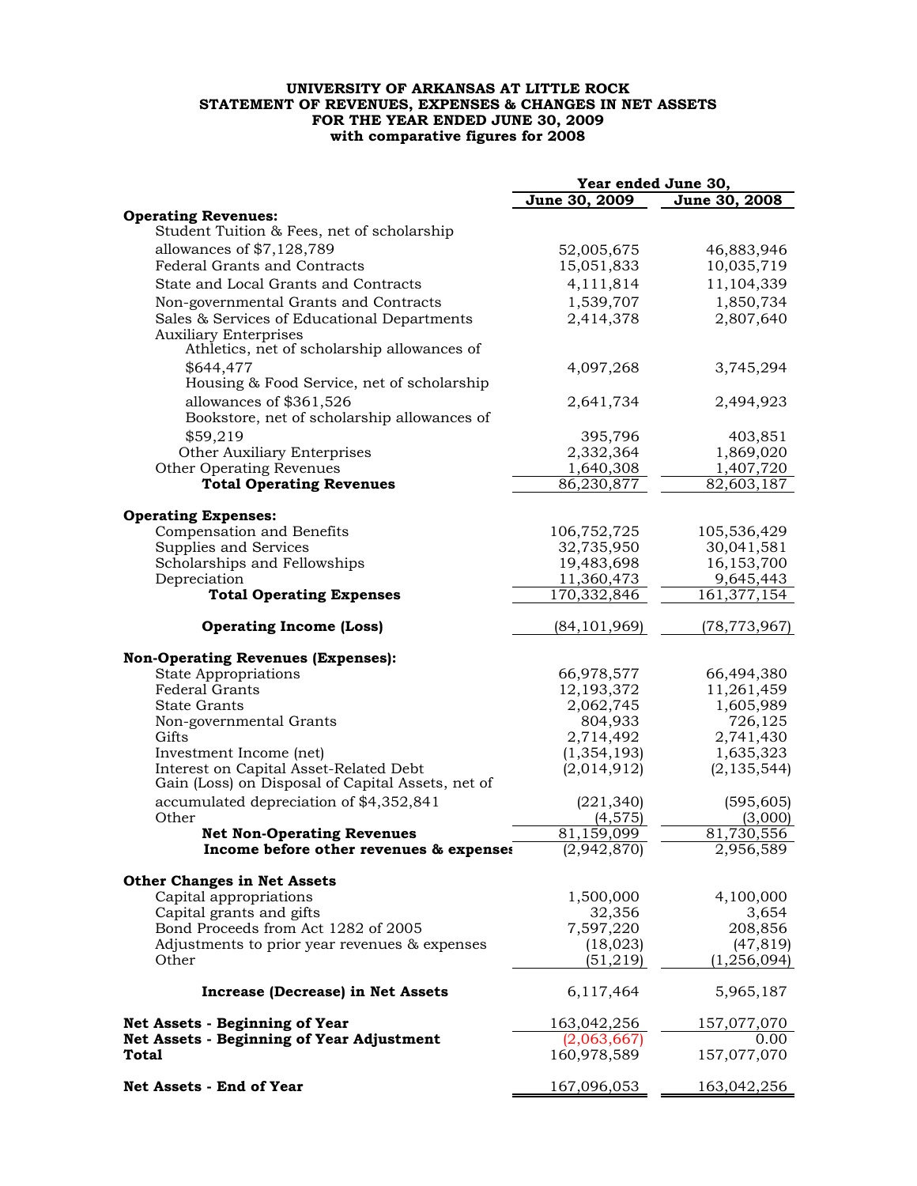**UNIVERSITY OF ARKANSAS AT LITTLE ROCK**
**STATEMENT OF REVENUES, EXPENSES & CHANGES IN NET ASSETS**
**FOR THE YEAR ENDED JUNE 30, 2009**
**with comparative figures for 2008**

| | Year ended June 30, | |
|---|---|---|
| | **June 30, 2009** | **June 30, 2008** |
| **Operating Revenues:** | | |
| Student Tuition & Fees, net of scholarship allowances of $7,128,789 | 52,005,675 | 46,883,946 |
| Federal Grants and Contracts | 15,051,833 | 10,035,719 |
| State and Local Grants and Contracts | 4,111,814 | 11,104,339 |
| Non-governmental Grants and Contracts | 1,539,707 | 1,850,734 |
| Sales & Services of Educational Departments | 2,414,378 | 2,807,640 |
| Auxiliary Enterprises | | |
| Athletics, net of scholarship allowances of $644,477 | 4,097,268 | 3,745,294 |
| Housing & Food Service, net of scholarship allowances of $361,526 | 2,641,734 | 2,494,923 |
| Bookstore, net of scholarship allowances of $59,219 | 395,796 | 403,851 |
| Other Auxiliary Enterprises | 2,332,364 | 1,869,020 |
| Other Operating Revenues | 1,640,308 | 1,407,720 |
| **Total Operating Revenues** | 86,230,877 | 82,603,187 |
| | | |
| **Operating Expenses:** | | |
| Compensation and Benefits | 106,752,725 | 105,536,429 |
| Supplies and Services | 32,735,950 | 30,041,581 |
| Scholarships and Fellowships | 19,483,698 | 16,153,700 |
| Depreciation | 11,360,473 | 9,645,443 |
| **Total Operating Expenses** | 170,332,846 | 161,377,154 |
| | | |
| **Operating Income (Loss)** | (84,101,969) | (78,773,967) |
| | | |
| **Non-Operating Revenues (Expenses):** | | |
| State Appropriations | 66,978,577 | 66,494,380 |
| Federal Grants | 12,193,372 | 11,261,459 |
| State Grants | 2,062,745 | 1,605,989 |
| Non-governmental Grants | 804,933 | 726,125 |
| Gifts | 2,714,492 | 2,741,430 |
| Investment Income (net) | (1,354,193) | 1,635,323 |
| Interest on Capital Asset-Related Debt | (2,014,912) | (2,135,544) |
| Gain (Loss) on Disposal of Capital Assets, net of accumulated depreciation of $4,352,841 | (221,340) | (595,605) |
| Other | (4,575) | (3,000) |
| **Net Non-Operating Revenues** | 81,159,099 | 81,730,556 |
| **Income before other revenues & expenses** | (2,942,870) | 2,956,589 |
| | | |
| **Other Changes in Net Assets** | | |
| Capital appropriations | 1,500,000 | 4,100,000 |
| Capital grants and gifts | 32,356 | 3,654 |
| Bond Proceeds from Act 1282 of 2005 | 7,597,220 | 208,856 |
| Adjustments to prior year revenues & expenses | (18,023) | (47,819) |
| Other | (51,219) | (1,256,094) |
| | | |
| **Increase (Decrease) in Net Assets** | 6,117,464 | 5,965,187 |
| | | |
| **Net Assets - Beginning of Year** | 163,042,256 | 157,077,070 |
| **Net Assets - Beginning of Year Adjustment** | (2,063,667) | 0.00 |
| **Total** | 160,978,589 | 157,077,070 |
| | | |
| **Net Assets - End of Year** | 167,096,053 | 163,042,256 |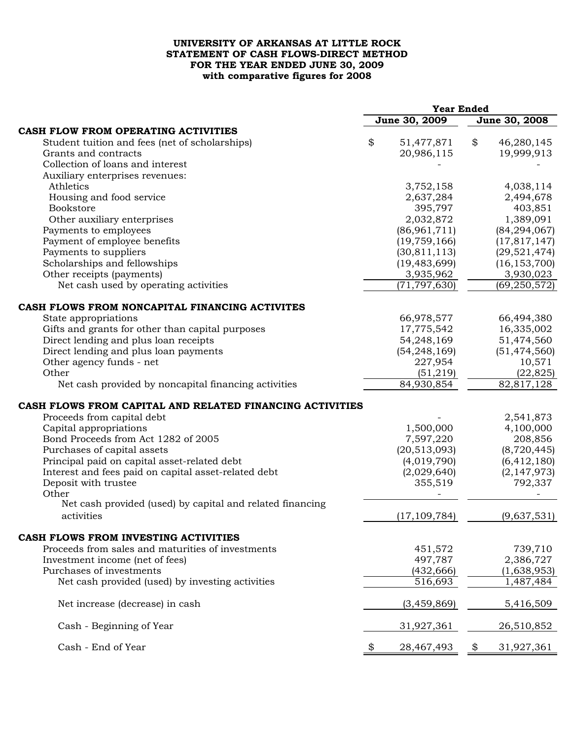**UNIVERSITY OF ARKANSAS AT LITTLE ROCK**
**STATEMENT OF CASH FLOWS-DIRECT METHOD**
**FOR THE YEAR ENDED JUNE 30, 2009**
**with comparative figures for 2008**

| | Year Ended June 30, 2009 | Year Ended June 30, 2008 |
|---|---|---|
| **CASH FLOW FROM OPERATING ACTIVITIES** | | |
| Student tuition and fees (net of scholarships) | $ 51,477,871 | $ 46,280,145 |
| Grants and contracts | 20,986,115 | 19,999,913 |
| Collection of loans and interest | - | - |
| Auxiliary enterprises revenues: | | |
| Athletics | 3,752,158 | 4,038,114 |
| Housing and food service | 2,637,284 | 2,494,678 |
| Bookstore | 395,797 | 403,851 |
| Other auxiliary enterprises | 2,032,872 | 1,389,091 |
| Payments to employees | (86,961,711) | (84,294,067) |
| Payment of employee benefits | (19,759,166) | (17,817,147) |
| Payments to suppliers | (30,811,113) | (29,521,474) |
| Scholarships and fellowships | (19,483,699) | (16,153,700) |
| Other receipts (payments) | 3,935,962 | 3,930,023 |
| Net cash used by operating activities | (71,797,630) | (69,250,572) |
| **CASH FLOWS FROM NONCAPITAL FINANCING ACTIVITES** | | |
| State appropriations | 66,978,577 | 66,494,380 |
| Gifts and grants for other than capital purposes | 17,775,542 | 16,335,002 |
| Direct lending and plus loan receipts | 54,248,169 | 51,474,560 |
| Direct lending and plus loan payments | (54,248,169) | (51,474,560) |
| Other agency funds - net | 227,954 | 10,571 |
| Other | (51,219) | (22,825) |
| Net cash provided by noncapital financing activities | 84,930,854 | 82,817,128 |
| **CASH FLOWS FROM CAPITAL AND RELATED FINANCING ACTIVITIES** | | |
| Proceeds from capital debt | - | 2,541,873 |
| Capital appropriations | 1,500,000 | 4,100,000 |
| Bond Proceeds from Act 1282 of 2005 | 7,597,220 | 208,856 |
| Purchases of capital assets | (20,513,093) | (8,720,445) |
| Principal paid on capital asset-related debt | (4,019,790) | (6,412,180) |
| Interest and fees paid on capital asset-related debt | (2,029,640) | (2,147,973) |
| Deposit with trustee | 355,519 | 792,337 |
| Other | - | - |
| Net cash provided (used) by capital and related financing activities | (17,109,784) | (9,637,531) |
| **CASH FLOWS FROM INVESTING ACTIVITIES** | | |
| Proceeds from sales and maturities of investments | 451,572 | 739,710 |
| Investment income (net of fees) | 497,787 | 2,386,727 |
| Purchases of investments | (432,666) | (1,638,953) |
| Net cash provided (used) by investing activities | 516,693 | 1,487,484 |
| Net increase (decrease) in cash | (3,459,869) | 5,416,509 |
| Cash - Beginning of Year | 31,927,361 | 26,510,852 |
| Cash - End of Year | $ 28,467,493 | $ 31,927,361 |